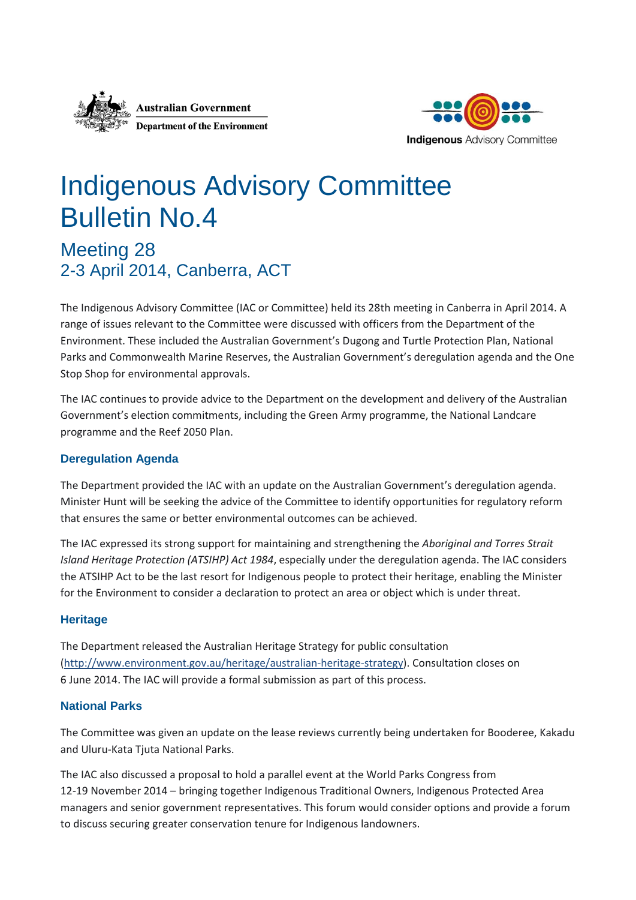Australian Government
Department of the Environment

Indigenous Advisory Committee

# Indigenous Advisory Committee Bulletin No.4

## Meeting 28
## 2-3 April 2014, Canberra, ACT

The Indigenous Advisory Committee (IAC or Committee) held its 28th meeting in Canberra in April 2014. A range of issues relevant to the Committee were discussed with officers from the Department of the Environment. These included the Australian Government's Dugong and Turtle Protection Plan, National Parks and Commonwealth Marine Reserves, the Australian Government's deregulation agenda and the One Stop Shop for environmental approvals.

The IAC continues to provide advice to the Department on the development and delivery of the Australian Government's election commitments, including the Green Army programme, the National Landcare programme and the Reef 2050 Plan.

### Deregulation Agenda

The Department provided the IAC with an update on the Australian Government's deregulation agenda. Minister Hunt will be seeking the advice of the Committee to identify opportunities for regulatory reform that ensures the same or better environmental outcomes can be achieved.

The IAC expressed its strong support for maintaining and strengthening the *Aboriginal and Torres Strait Island Heritage Protection (ATSIHP) Act 1984*, especially under the deregulation agenda. The IAC considers the ATSIHP Act to be the last resort for Indigenous people to protect their heritage, enabling the Minister for the Environment to consider a declaration to protect an area or object which is under threat.

### Heritage

The Department released the Australian Heritage Strategy for public consultation (http://www.environment.gov.au/heritage/australian-heritage-strategy). Consultation closes on 6 June 2014. The IAC will provide a formal submission as part of this process.

### National Parks

The Committee was given an update on the lease reviews currently being undertaken for Booderee, Kakadu and Uluru-Kata Tjuta National Parks.

The IAC also discussed a proposal to hold a parallel event at the World Parks Congress from 12-19 November 2014 – bringing together Indigenous Traditional Owners, Indigenous Protected Area managers and senior government representatives. This forum would consider options and provide a forum to discuss securing greater conservation tenure for Indigenous landowners.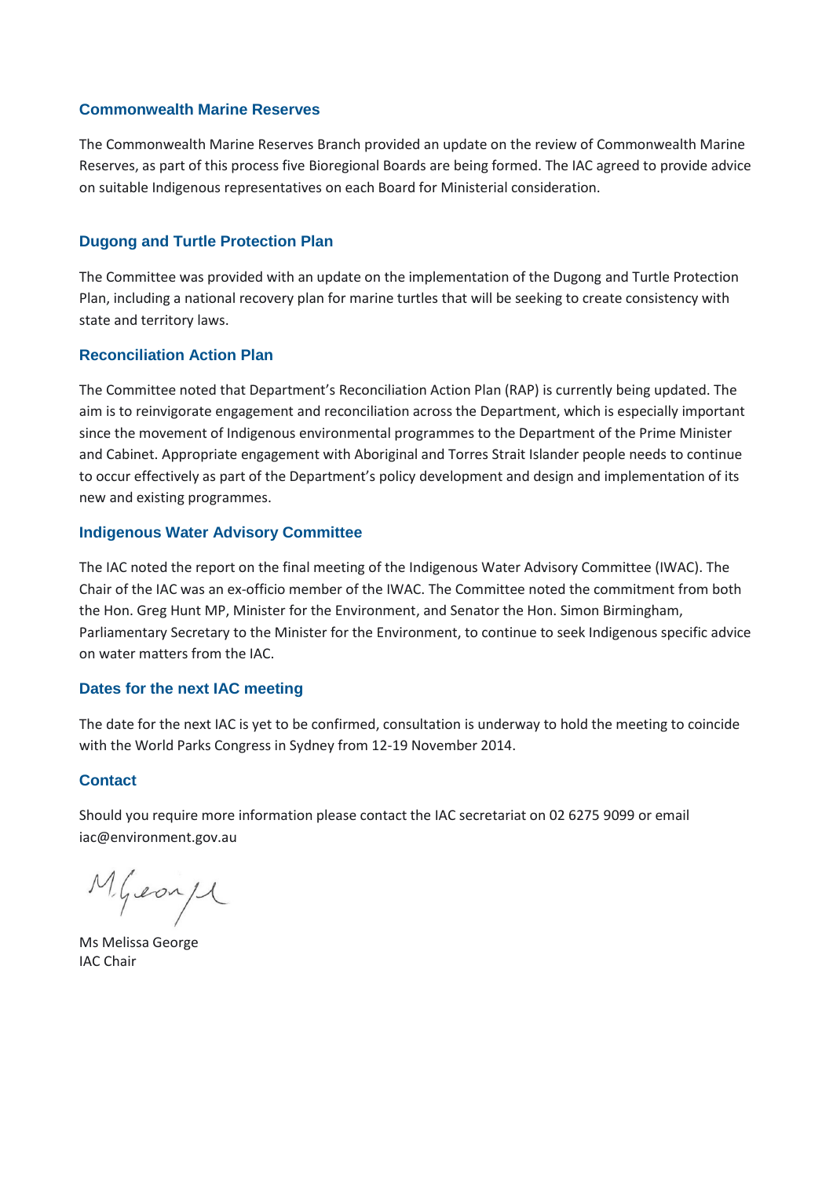## Commonwealth Marine Reserves

The Commonwealth Marine Reserves Branch provided an update on the review of Commonwealth Marine Reserves, as part of this process five Bioregional Boards are being formed. The IAC agreed to provide advice on suitable Indigenous representatives on each Board for Ministerial consideration.

## Dugong and Turtle Protection Plan

The Committee was provided with an update on the implementation of the Dugong and Turtle Protection Plan, including a national recovery plan for marine turtles that will be seeking to create consistency with state and territory laws.

## Reconciliation Action Plan

The Committee noted that Department's Reconciliation Action Plan (RAP) is currently being updated. The aim is to reinvigorate engagement and reconciliation across the Department, which is especially important since the movement of Indigenous environmental programmes to the Department of the Prime Minister and Cabinet. Appropriate engagement with Aboriginal and Torres Strait Islander people needs to continue to occur effectively as part of the Department's policy development and design and implementation of its new and existing programmes.

## Indigenous Water Advisory Committee

The IAC noted the report on the final meeting of the Indigenous Water Advisory Committee (IWAC). The Chair of the IAC was an ex-officio member of the IWAC. The Committee noted the commitment from both the Hon. Greg Hunt MP, Minister for the Environment, and Senator the Hon. Simon Birmingham, Parliamentary Secretary to the Minister for the Environment, to continue to seek Indigenous specific advice on water matters from the IAC.

## Dates for the next IAC meeting

The date for the next IAC is yet to be confirmed, consultation is underway to hold the meeting to coincide with the World Parks Congress in Sydney from 12-19 November 2014.

## Contact

Should you require more information please contact the IAC secretariat on 02 6275 9099 or email iac@environment.gov.au

M.George

Ms Melissa George
IAC Chair